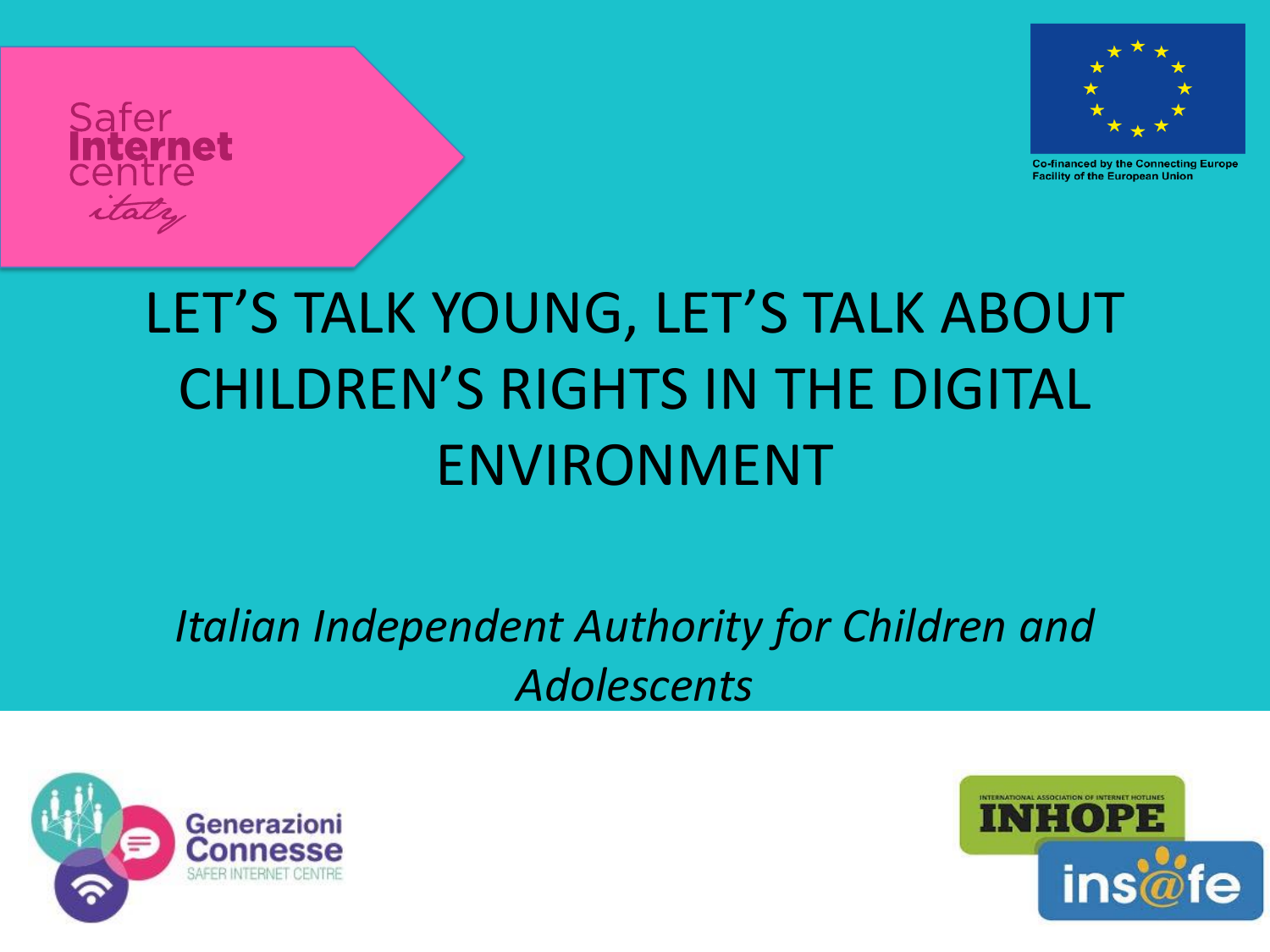Safer Internet centre italy

Co-financed by the Connecting Europe Facility of the European Union

# LET'S TALK YOUNG, LET'S TALK ABOUT CHILDREN'S RIGHTS IN THE DIGITAL ENVIRONMENT

*Italian Independent Authority for Children and Adolescents*

Generazioni Connesse SAFER INTERNET CENTRE

INTERNATIONAL ASSOCIATION OF INTERNET HOTLINES INHOPE

ins@fe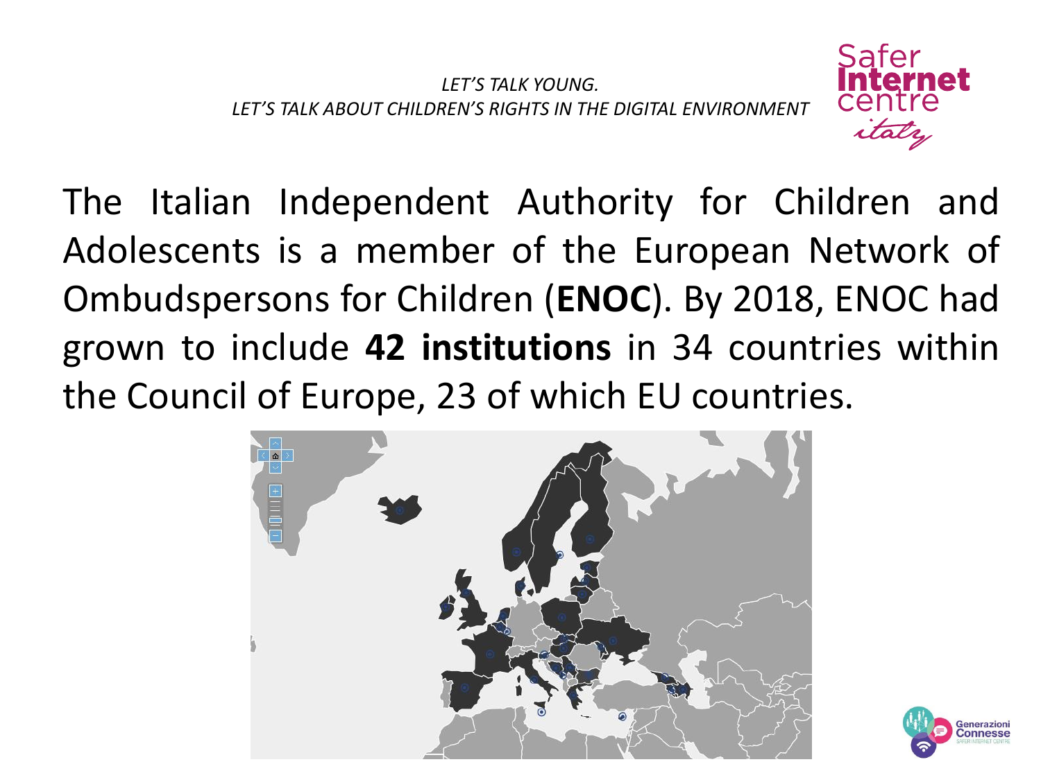The Italian Independent Authority for Children and Adolescents is a member of the European Network of Ombudspersons for Children (**ENOC**). By 2018, ENOC had grown to include **42 institutions** in 34 countries within the Council of Europe, 23 of which EU countries.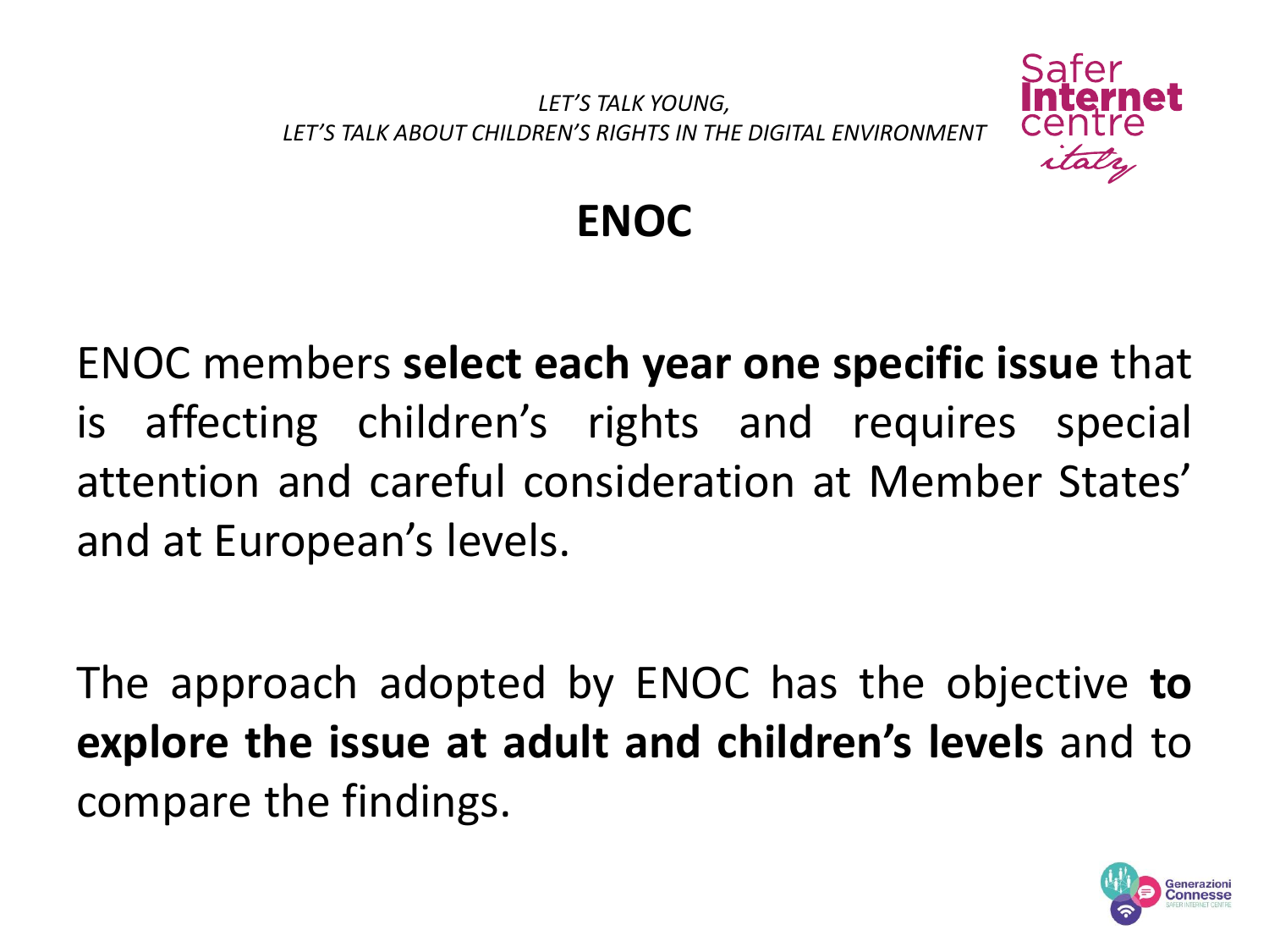# ENOC

ENOC members **select each year one specific issue** that is affecting children's rights and requires special attention and careful consideration at Member States' and at European's levels.

The approach adopted by ENOC has the objective **to explore the issue at adult and children's levels** and to compare the findings.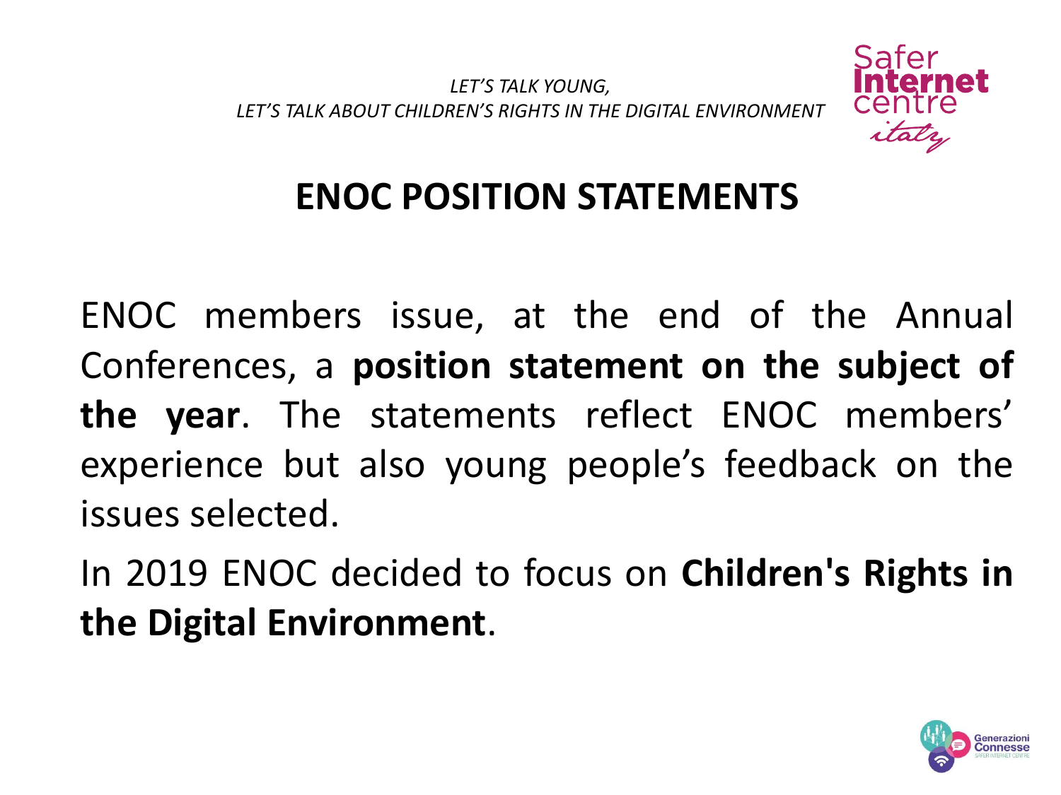# ENOC POSITION STATEMENTS

ENOC members issue, at the end of the Annual Conferences, a **position statement on the subject of the year**. The statements reflect ENOC members' experience but also young people's feedback on the issues selected.

In 2019 ENOC decided to focus on **Children's Rights in the Digital Environment**.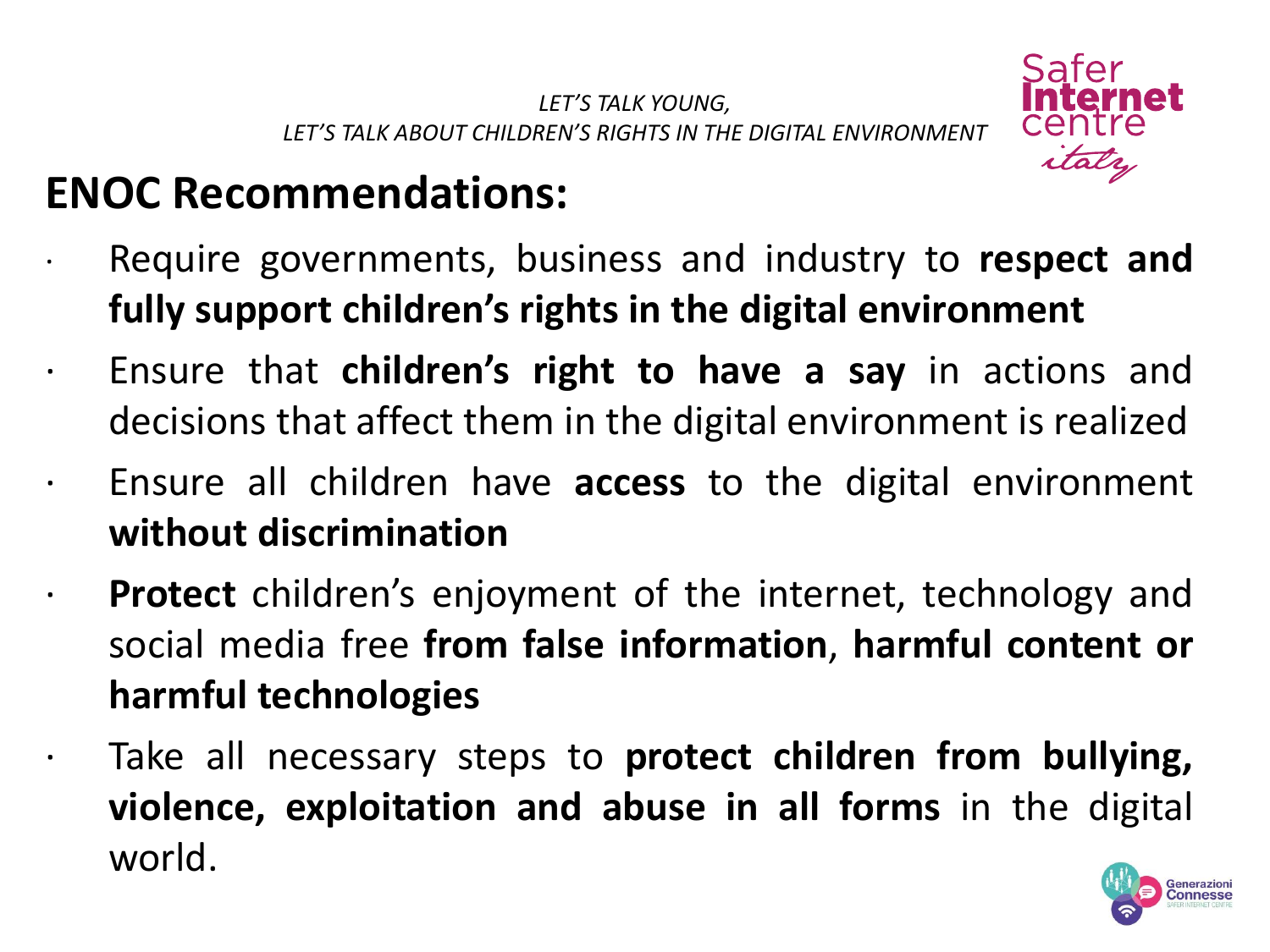## ENOC Recommendations:

- Require governments, business and industry to **respect and fully support children's rights in the digital environment**
- Ensure that **children's right to have a say** in actions and decisions that affect them in the digital environment is realized
- Ensure all children have **access** to the digital environment **without discrimination**
- **Protect** children's enjoyment of the internet, technology and social media free **from false information**, **harmful content or harmful technologies**
- Take all necessary steps to **protect children from bullying, violence, exploitation and abuse in all forms** in the digital world.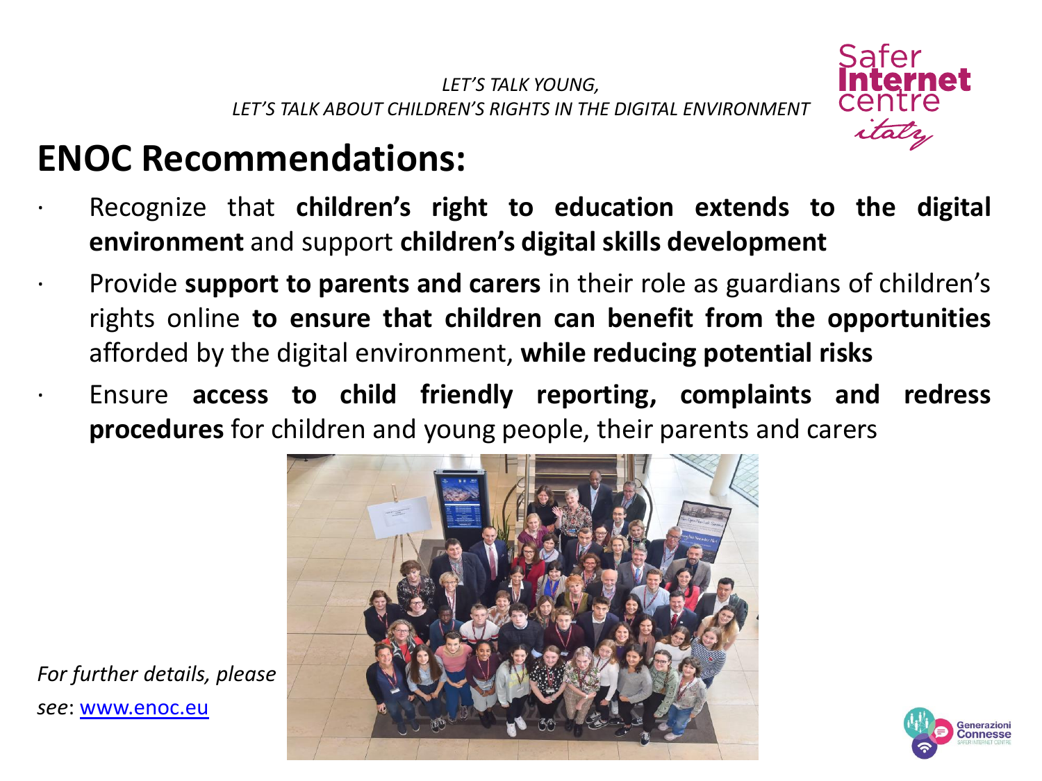*LET'S TALK YOUNG,*
*LET'S TALK ABOUT CHILDREN'S RIGHTS IN THE DIGITAL ENVIRONMENT*

# ENOC Recommendations:

- Recognize that **children's right to education extends to the digital environment** and support **children's digital skills development**
- Provide **support to parents and carers** in their role as guardians of children's rights online **to ensure that children can benefit from the opportunities** afforded by the digital environment, **while reducing potential risks**
- Ensure **access to child friendly reporting, complaints and redress procedures** for children and young people, their parents and carers

*For further details, please see*: www.enoc.eu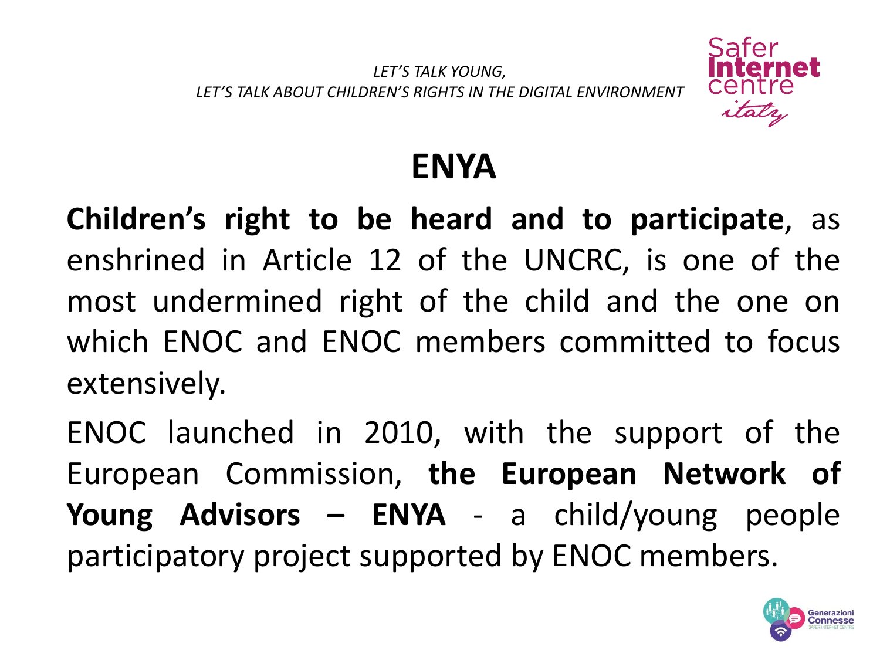# ENYA

**Children's right to be heard and to participate**, as enshrined in Article 12 of the UNCRC, is one of the most undermined right of the child and the one on which ENOC and ENOC members committed to focus extensively.

ENOC launched in 2010, with the support of the European Commission, **the European Network of Young Advisors – ENYA** - a child/young people participatory project supported by ENOC members.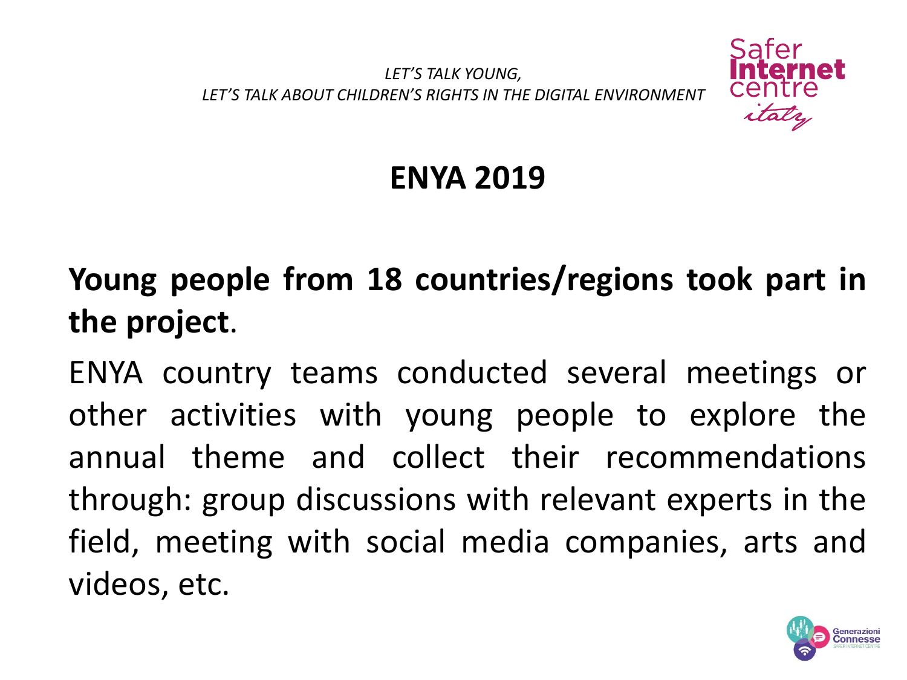*LET'S TALK YOUNG,*
*LET'S TALK ABOUT CHILDREN'S RIGHTS IN THE DIGITAL ENVIRONMENT*

# ENYA 2019

**Young people from 18 countries/regions took part in the project**.

ENYA country teams conducted several meetings or other activities with young people to explore the annual theme and collect their recommendations through: group discussions with relevant experts in the field, meeting with social media companies, arts and videos, etc.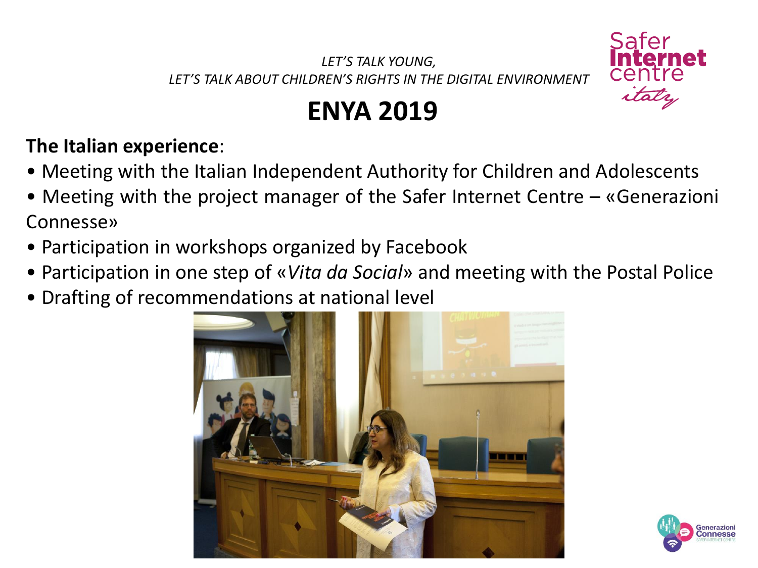*LET'S TALK YOUNG,*
*LET'S TALK ABOUT CHILDREN'S RIGHTS IN THE DIGITAL ENVIRONMENT*

# ENYA 2019

**The Italian experience**:

- Meeting with the Italian Independent Authority for Children and Adolescents
- Meeting with the project manager of the Safer Internet Centre – «Generazioni Connesse»
- Participation in workshops organized by Facebook
- Participation in one step of «*Vita da Social*» and meeting with the Postal Police
- Drafting of recommendations at national level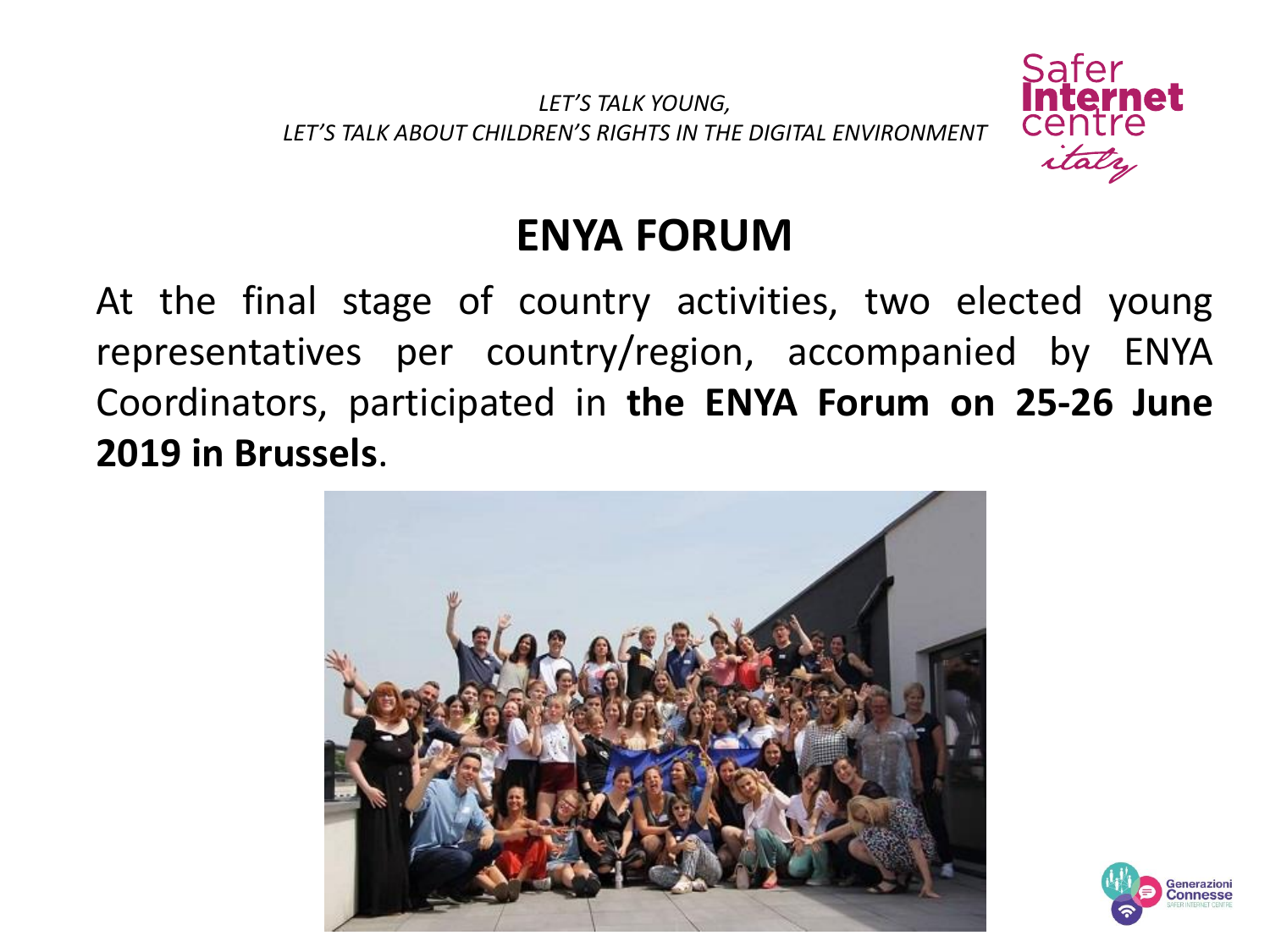*LET'S TALK YOUNG,*
*LET'S TALK ABOUT CHILDREN'S RIGHTS IN THE DIGITAL ENVIRONMENT*

# ENYA FORUM

At the final stage of country activities, two elected young representatives per country/region, accompanied by ENYA Coordinators, participated in **the ENYA Forum on 25-26 June 2019 in Brussels**.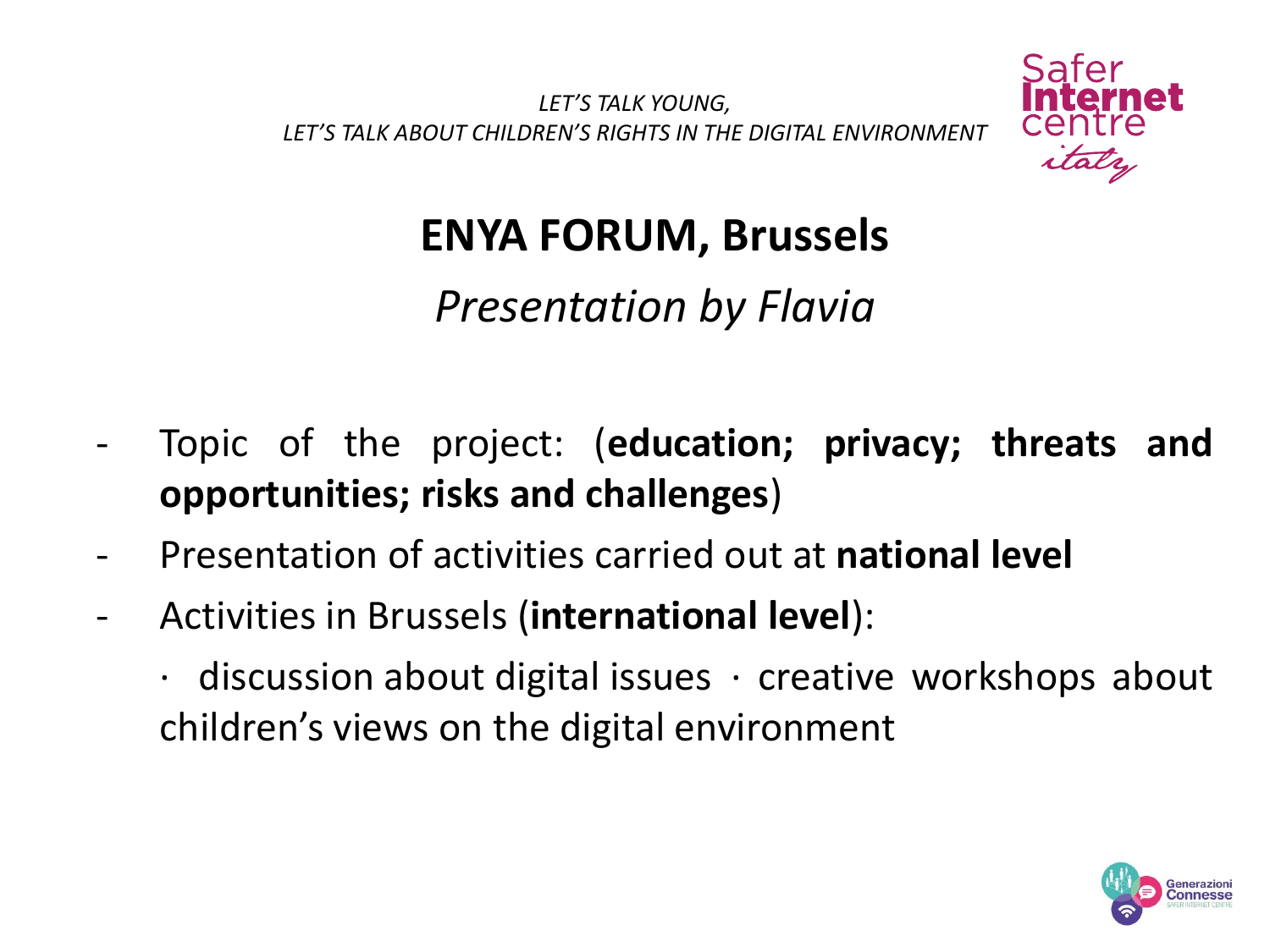*LET'S TALK YOUNG,*
*LET'S TALK ABOUT CHILDREN'S RIGHTS IN THE DIGITAL ENVIRONMENT*

# ENYA FORUM, Brussels

## *Presentation by Flavia*

- Topic of the project: (**education; privacy; threats and opportunities; risks and challenges**)
- Presentation of activities carried out at **national level**
- Activities in Brussels (**international level**):

  · discussion about digital issues · creative workshops about children's views on the digital environment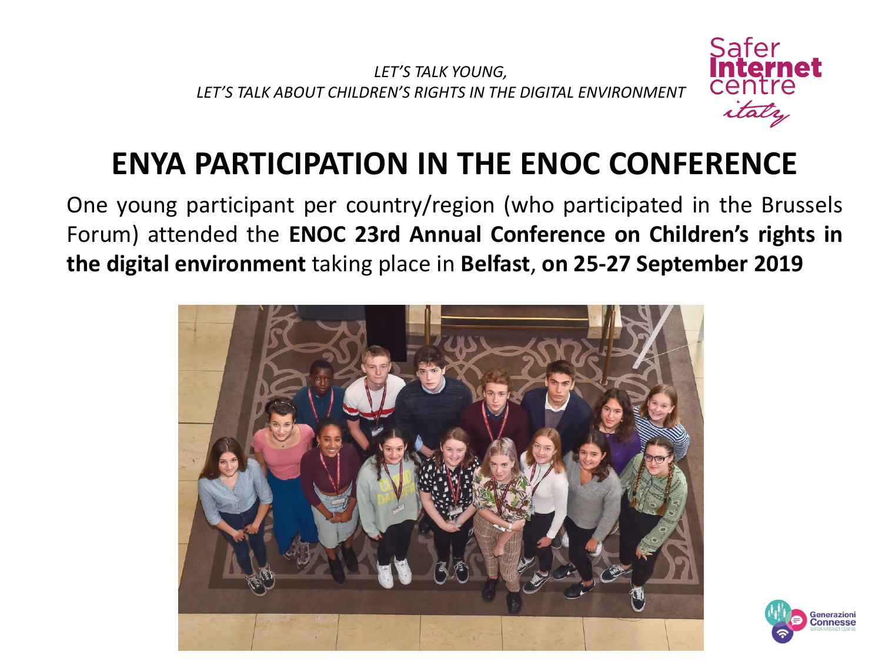*LET'S TALK YOUNG,*
*LET'S TALK ABOUT CHILDREN'S RIGHTS IN THE DIGITAL ENVIRONMENT*

# ENYA PARTICIPATION IN THE ENOC CONFERENCE

One young participant per country/region (who participated in the Brussels Forum) attended the **ENOC 23rd Annual Conference on Children's rights in the digital environment** taking place in **Belfast**, **on 25-27 September 2019**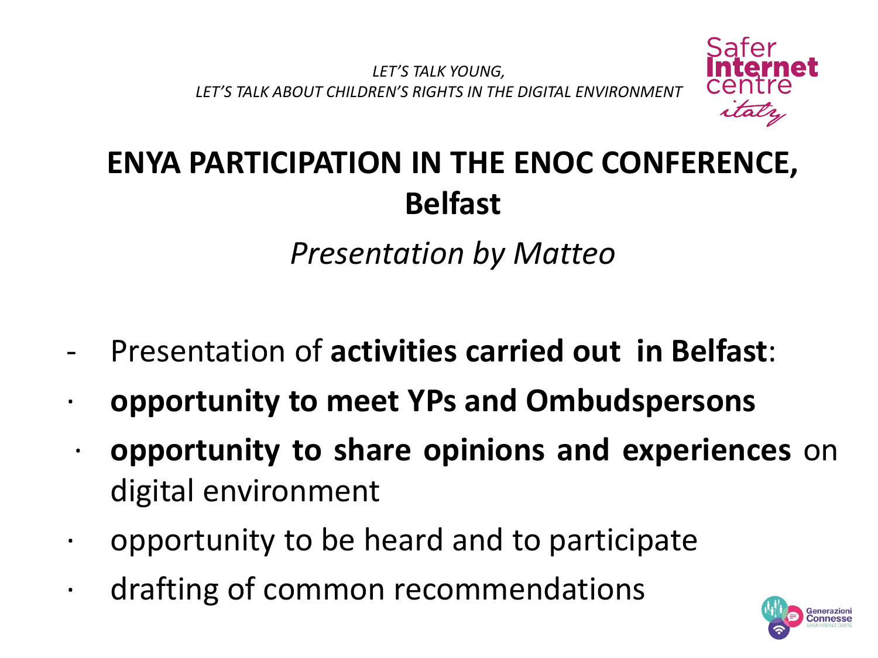# ENYA PARTICIPATION IN THE ENOC CONFERENCE, Belfast

*Presentation by Matteo*

- Presentation of **activities carried out in Belfast**:
  - **opportunity to meet YPs and Ombudspersons**
  - **opportunity to share opinions and experiences** on digital environment
  - opportunity to be heard and to participate
  - drafting of common recommendations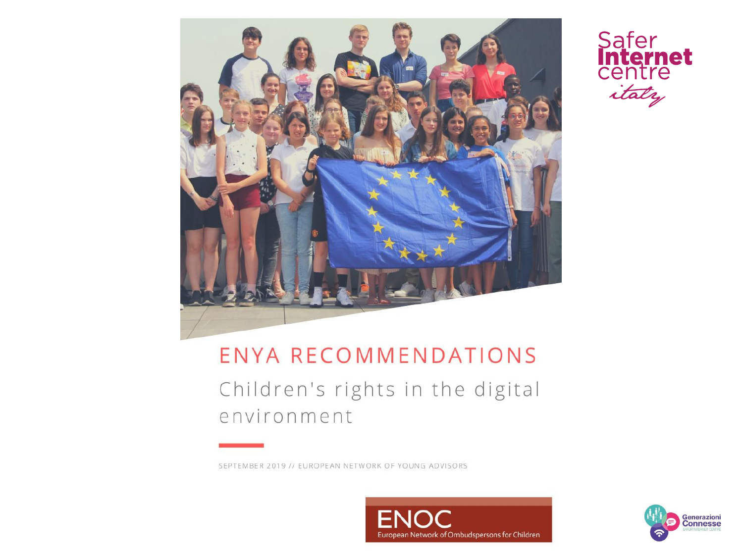Safer Internet centre italy

# ENYA RECOMMENDATIONS

## Children's rights in the digital environment

SEPTEMBER 2019 // EUROPEAN NETWORK OF YOUNG ADVISORS

ENOC
European Network of Ombudspersons for Children

Generazioni Connesse
SAFER INTERNET CENTRE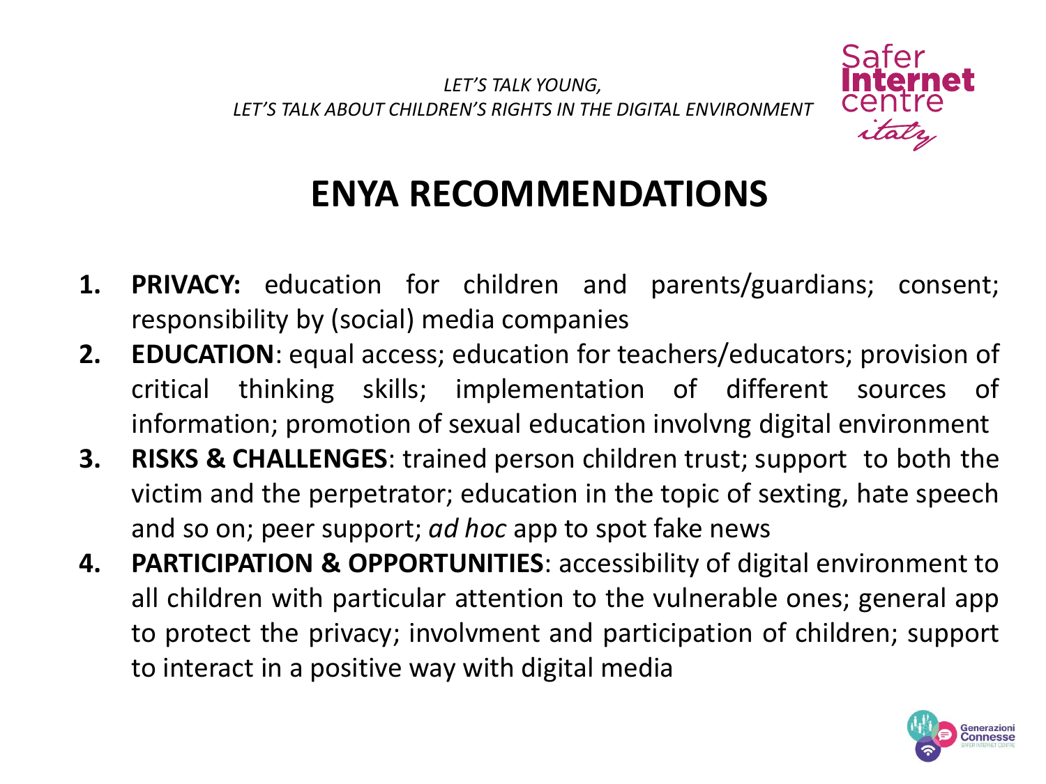*LET'S TALK YOUNG,*
*LET'S TALK ABOUT CHILDREN'S RIGHTS IN THE DIGITAL ENVIRONMENT*

# ENYA RECOMMENDATIONS

1. **PRIVACY:** education for children and parents/guardians; consent; responsibility by (social) media companies
2. **EDUCATION**: equal access; education for teachers/educators; provision of critical thinking skills; implementation of different sources of information; promotion of sexual education involvng digital environment
3. **RISKS & CHALLENGES**: trained person children trust; support to both the victim and the perpetrator; education in the topic of sexting, hate speech and so on; peer support; *ad hoc* app to spot fake news
4. **PARTICIPATION & OPPORTUNITIES**: accessibility of digital environment to all children with particular attention to the vulnerable ones; general app to protect the privacy; involvment and participation of children; support to interact in a positive way with digital media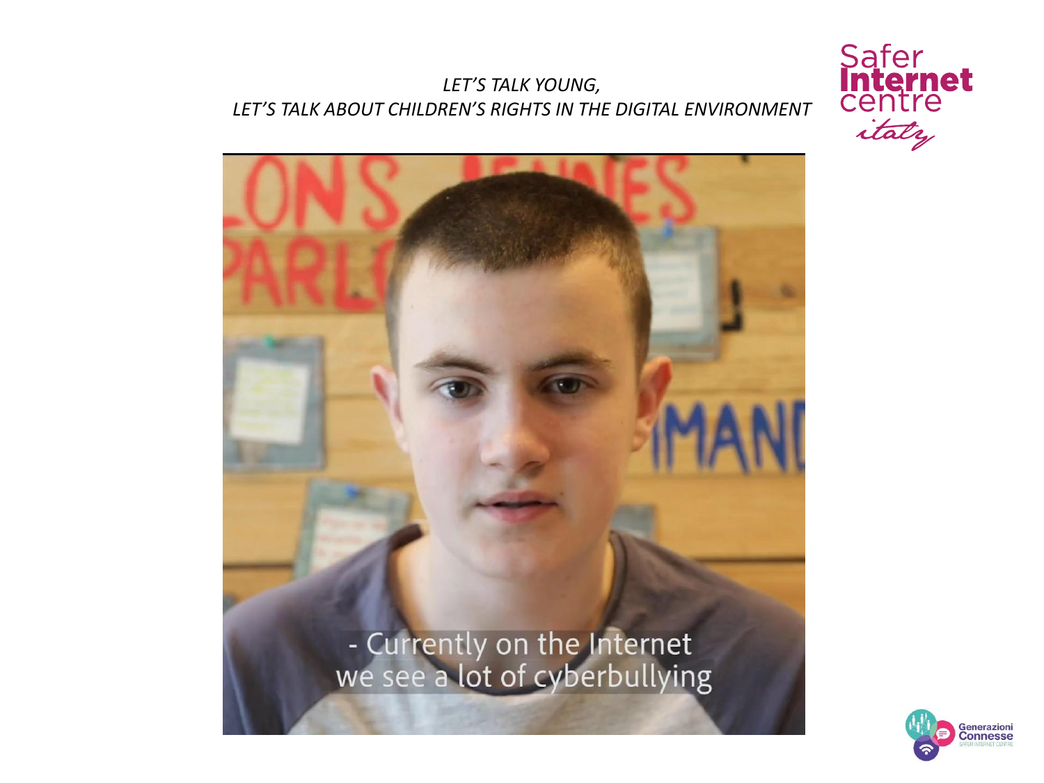*LET'S TALK YOUNG,*
*LET'S TALK ABOUT CHILDREN'S RIGHTS IN THE DIGITAL ENVIRONMENT*

- Currently on the Internet we see a lot of cyberbullying